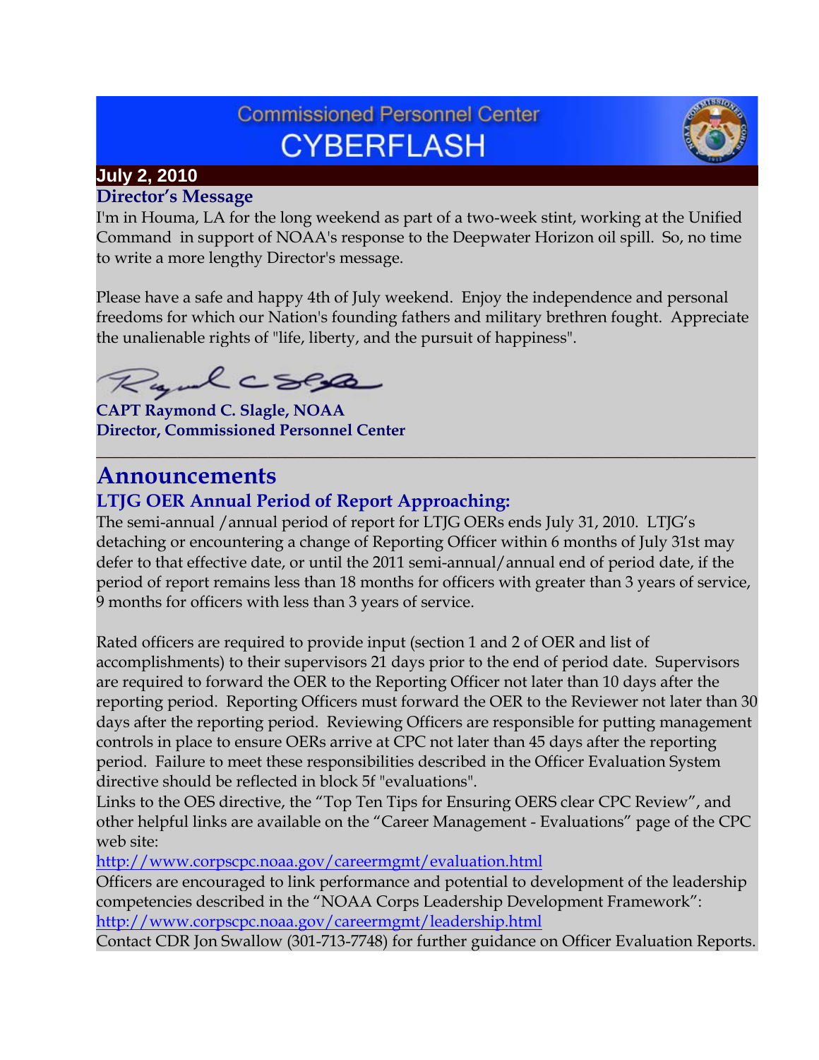# Commissioned Personnel Center CYBERFLASH

**July 2, 2010**

## Director's Message

I'm in Houma, LA for the long weekend as part of a two-week stint, working at the Unified Command in support of NOAA's response to the Deepwater Horizon oil spill. So, no time to write a more lengthy Director's message.

Please have a safe and happy 4th of July weekend. Enjoy the independence and personal freedoms for which our Nation's founding fathers and military brethren fought. Appreciate the unalienable rights of "life, liberty, and the pursuit of happiness".

**CAPT Raymond C. Slagle, NOAA**
**Director, Commissioned Personnel Center**

---

# Announcements

## LTJG OER Annual Period of Report Approaching:

The semi-annual /annual period of report for LTJG OERs ends July 31, 2010. LTJG's detaching or encountering a change of Reporting Officer within 6 months of July 31st may defer to that effective date, or until the 2011 semi-annual/annual end of period date, if the period of report remains less than 18 months for officers with greater than 3 years of service, 9 months for officers with less than 3 years of service.

Rated officers are required to provide input (section 1 and 2 of OER and list of accomplishments) to their supervisors 21 days prior to the end of period date. Supervisors are required to forward the OER to the Reporting Officer not later than 10 days after the reporting period. Reporting Officers must forward the OER to the Reviewer not later than 30 days after the reporting period. Reviewing Officers are responsible for putting management controls in place to ensure OERs arrive at CPC not later than 45 days after the reporting period. Failure to meet these responsibilities described in the Officer Evaluation System directive should be reflected in block 5f "evaluations".
Links to the OES directive, the "Top Ten Tips for Ensuring OERS clear CPC Review", and other helpful links are available on the "Career Management - Evaluations" page of the CPC web site:
http://www.corpscpc.noaa.gov/careermgmt/evaluation.html
Officers are encouraged to link performance and potential to development of the leadership competencies described in the "NOAA Corps Leadership Development Framework":
http://www.corpscpc.noaa.gov/careermgmt/leadership.html
Contact CDR Jon Swallow (301-713-7748) for further guidance on Officer Evaluation Reports.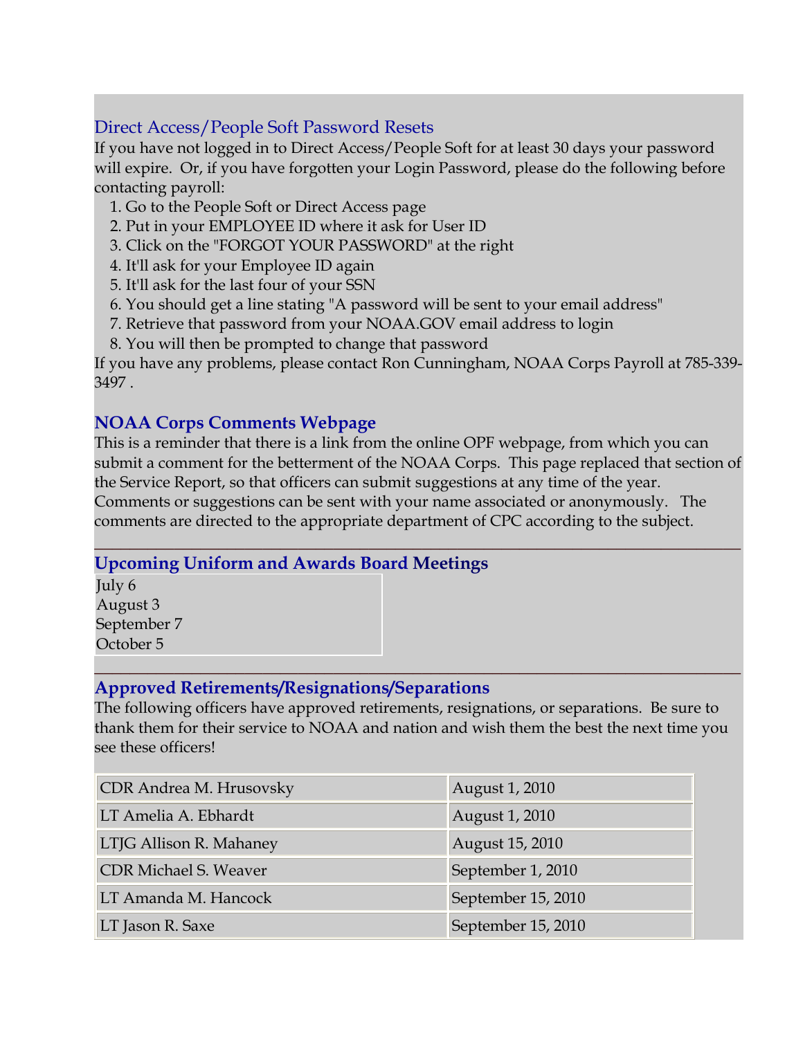## Direct Access/People Soft Password Resets

If you have not logged in to Direct Access/People Soft for at least 30 days your password will expire. Or, if you have forgotten your Login Password, please do the following before contacting payroll:

1. Go to the People Soft or Direct Access page
2. Put in your EMPLOYEE ID where it ask for User ID
3. Click on the "FORGOT YOUR PASSWORD" at the right
4. It'll ask for your Employee ID again
5. It'll ask for the last four of your SSN
6. You should get a line stating "A password will be sent to your email address"
7. Retrieve that password from your NOAA.GOV email address to login
8. You will then be prompted to change that password

If you have any problems, please contact Ron Cunningham, NOAA Corps Payroll at 785-339-3497 .

## NOAA Corps Comments Webpage

This is a reminder that there is a link from the online OPF webpage, from which you can submit a comment for the betterment of the NOAA Corps. This page replaced that section of the Service Report, so that officers can submit suggestions at any time of the year. Comments or suggestions can be sent with your name associated or anonymously. The comments are directed to the appropriate department of CPC according to the subject.

---

## Upcoming Uniform and Awards Board Meetings

| |
|---|
| July 6 |
| August 3 |
| September 7 |
| October 5 |

---

## Approved Retirements/Resignations/Separations

The following officers have approved retirements, resignations, or separations. Be sure to thank them for their service to NOAA and nation and wish them the best the next time you see these officers!

| | |
|---|---|
| CDR Andrea M. Hrusovsky | August 1, 2010 |
| LT Amelia A. Ebhardt | August 1, 2010 |
| LTJG Allison R. Mahaney | August 15, 2010 |
| CDR Michael S. Weaver | September 1, 2010 |
| LT Amanda M. Hancock | September 15, 2010 |
| LT Jason R. Saxe | September 15, 2010 |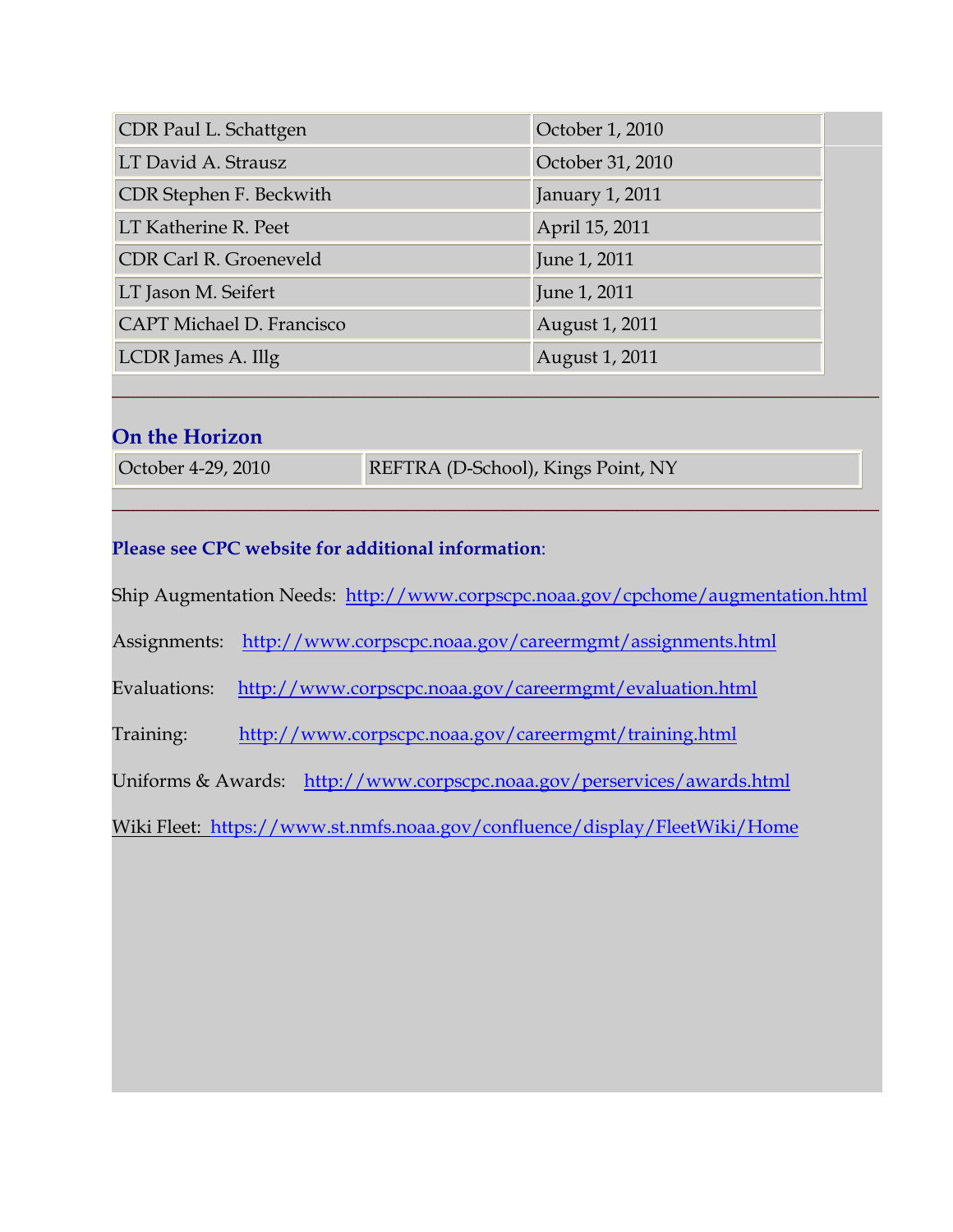| | |
|---|---|
| CDR Paul L. Schattgen | October 1, 2010 |
| LT David A. Strausz | October 31, 2010 |
| CDR Stephen F. Beckwith | January 1, 2011 |
| LT Katherine R. Peet | April 15, 2011 |
| CDR Carl R. Groeneveld | June 1, 2011 |
| LT Jason M. Seifert | June 1, 2011 |
| CAPT Michael D. Francisco | August 1, 2011 |
| LCDR James A. Illg | August 1, 2011 |

---

## On the Horizon

| | |
|---|---|
| October 4-29, 2010 | REFTRA (D-School), Kings Point, NY |

---

**Please see CPC website for additional information**:

Ship Augmentation Needs: http://www.corpscpc.noaa.gov/cpchome/augmentation.html

Assignments: http://www.corpscpc.noaa.gov/careermgmt/assignments.html

Evaluations: http://www.corpscpc.noaa.gov/careermgmt/evaluation.html

Training: http://www.corpscpc.noaa.gov/careermgmt/training.html

Uniforms & Awards: http://www.corpscpc.noaa.gov/perservices/awards.html

Wiki Fleet: https://www.st.nmfs.noaa.gov/confluence/display/FleetWiki/Home